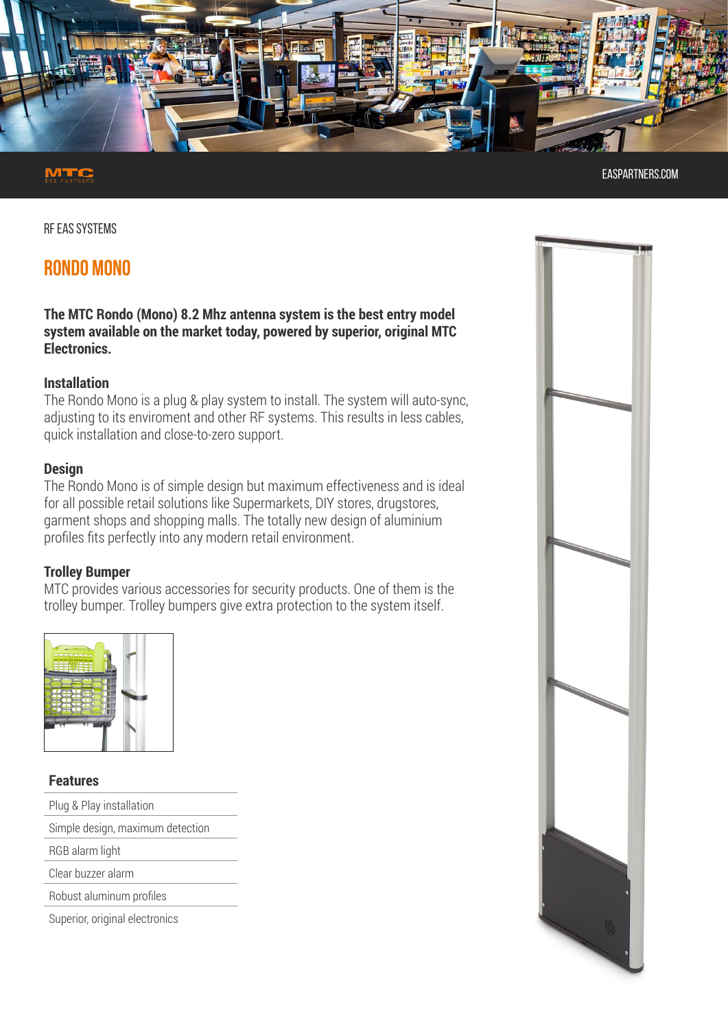RF EAS SYSTEMS

# RONDO MONO

**The MTC Rondo (Mono) 8.2 Mhz antenna system is the best entry model system available on the market today, powered by superior, original MTC Electronics.**

### Installation

The Rondo Mono is a plug & play system to install. The system will auto-sync, adjusting to its enviroment and other RF systems. This results in less cables, quick installation and close-to-zero support.

### Design

The Rondo Mono is of simple design but maximum effectiveness and is ideal for all possible retail solutions like Supermarkets, DIY stores, drugstores, garment shops and shopping malls. The totally new design of aluminium profiles fits perfectly into any modern retail environment.

### Trolley Bumper

MTC provides various accessories for security products. One of them is the trolley bumper. Trolley bumpers give extra protection to the system itself.

| Features |
| --- |
| Plug & Play installation |
| Simple design, maximum detection |
| RGB alarm light |
| Clear buzzer alarm |
| Robust aluminum profiles |
| Superior, original electronics |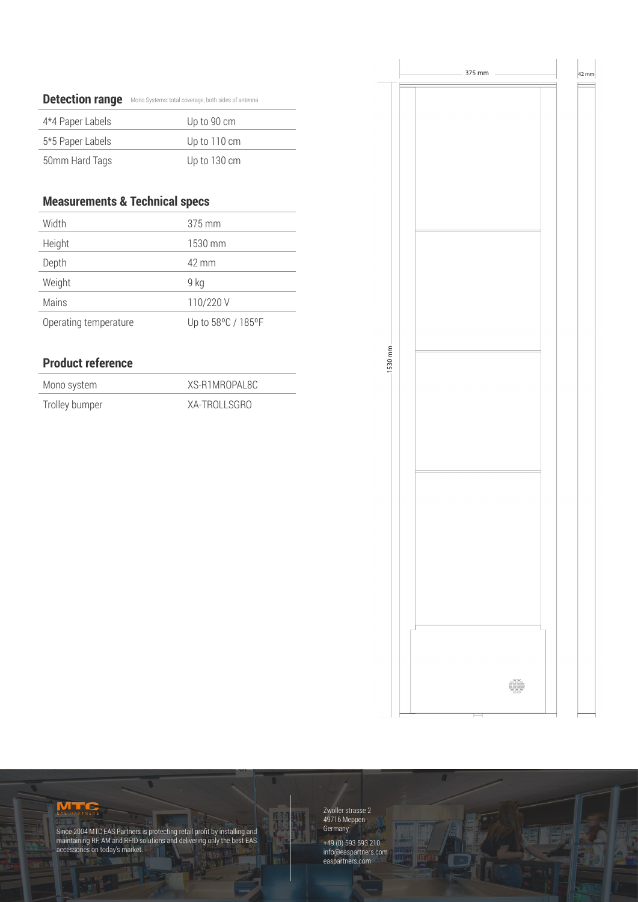## Detection range

Mono Systems: total coverage, both sides of antenna

| | |
|---|---|
| 4*4 Paper Labels | Up to 90 cm |
| 5*5 Paper Labels | Up to 110 cm |
| 50mm Hard Tags | Up to 130 cm |

## Measurements & Technical specs

| | |
|---|---|
| Width | 375 mm |
| Height | 1530 mm |
| Depth | 42 mm |
| Weight | 9 kg |
| Mains | 110/220 V |
| Operating temperature | Up to 58ºC / 185ºF |

## Product reference

| | |
|---|---|
| Mono system | XS-R1MROPAL8C |
| Trolley bumper | XA-TROLLSGRO |

375 mm

42 mm

1530 mm

MTC EAS PARTNERS

Since 2004 MTC EAS Partners is protecting retail profit by installing and maintaining RF, AM and RFID solutions and delivering only the best EAS accessories on today's market.

Zwoller strasse 2
49716 Meppen
Germany

+49 (0) 593 593 210
info@easpartners.com
easpartners.com